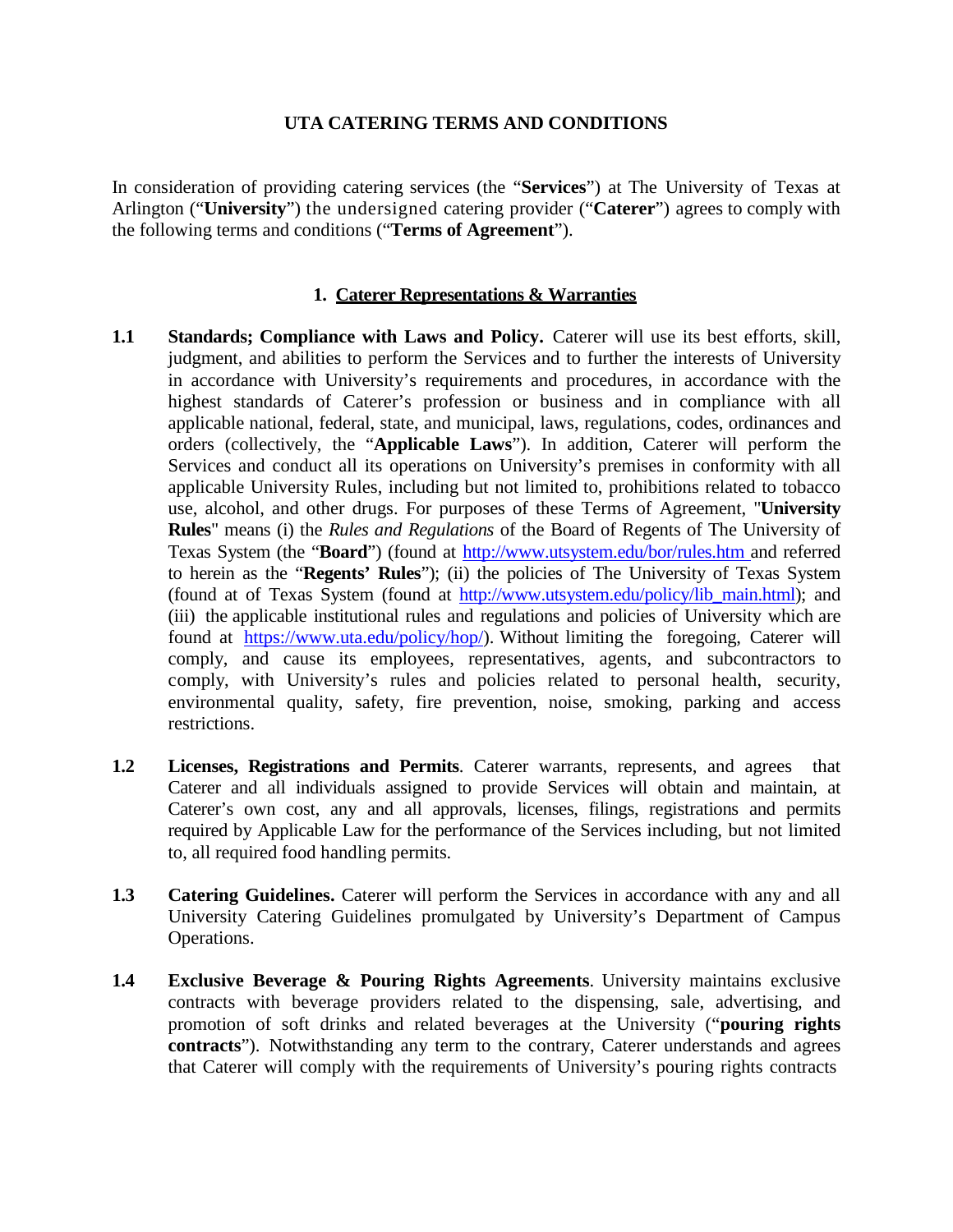# UTA CATERING TERMS AND CONDITIONS

In consideration of providing catering services (the "**Services**") at The University of Texas at Arlington ("**University**") the undersigned catering provider ("**Caterer**") agrees to comply with the following terms and conditions ("**Terms of Agreement**").

## 1. Caterer Representations & Warranties

**1.1 Standards; Compliance with Laws and Policy.** Caterer will use its best efforts, skill, judgment, and abilities to perform the Services and to further the interests of University in accordance with University's requirements and procedures, in accordance with the highest standards of Caterer's profession or business and in compliance with all applicable national, federal, state, and municipal, laws, regulations, codes, ordinances and orders (collectively, the "**Applicable Laws**"). In addition, Caterer will perform the Services and conduct all its operations on University's premises in conformity with all applicable University Rules, including but not limited to, prohibitions related to tobacco use, alcohol, and other drugs. For purposes of these Terms of Agreement, "**University Rules**" means (i) the *Rules and Regulations* of the Board of Regents of The University of Texas System (the "**Board**") (found at http://www.utsystem.edu/bor/rules.htm and referred to herein as the "**Regents' Rules**"); (ii) the policies of The University of Texas System (found at of Texas System (found at http://www.utsystem.edu/policy/lib_main.html); and (iii) the applicable institutional rules and regulations and policies of University which are found at https://www.uta.edu/policy/hop/). Without limiting the foregoing, Caterer will comply, and cause its employees, representatives, agents, and subcontractors to comply, with University's rules and policies related to personal health, security, environmental quality, safety, fire prevention, noise, smoking, parking and access restrictions.

**1.2 Licenses, Registrations and Permits**. Caterer warrants, represents, and agrees that Caterer and all individuals assigned to provide Services will obtain and maintain, at Caterer's own cost, any and all approvals, licenses, filings, registrations and permits required by Applicable Law for the performance of the Services including, but not limited to, all required food handling permits.

**1.3 Catering Guidelines.** Caterer will perform the Services in accordance with any and all University Catering Guidelines promulgated by University's Department of Campus Operations.

**1.4 Exclusive Beverage & Pouring Rights Agreements**. University maintains exclusive contracts with beverage providers related to the dispensing, sale, advertising, and promotion of soft drinks and related beverages at the University ("**pouring rights contracts**"). Notwithstanding any term to the contrary, Caterer understands and agrees that Caterer will comply with the requirements of University's pouring rights contracts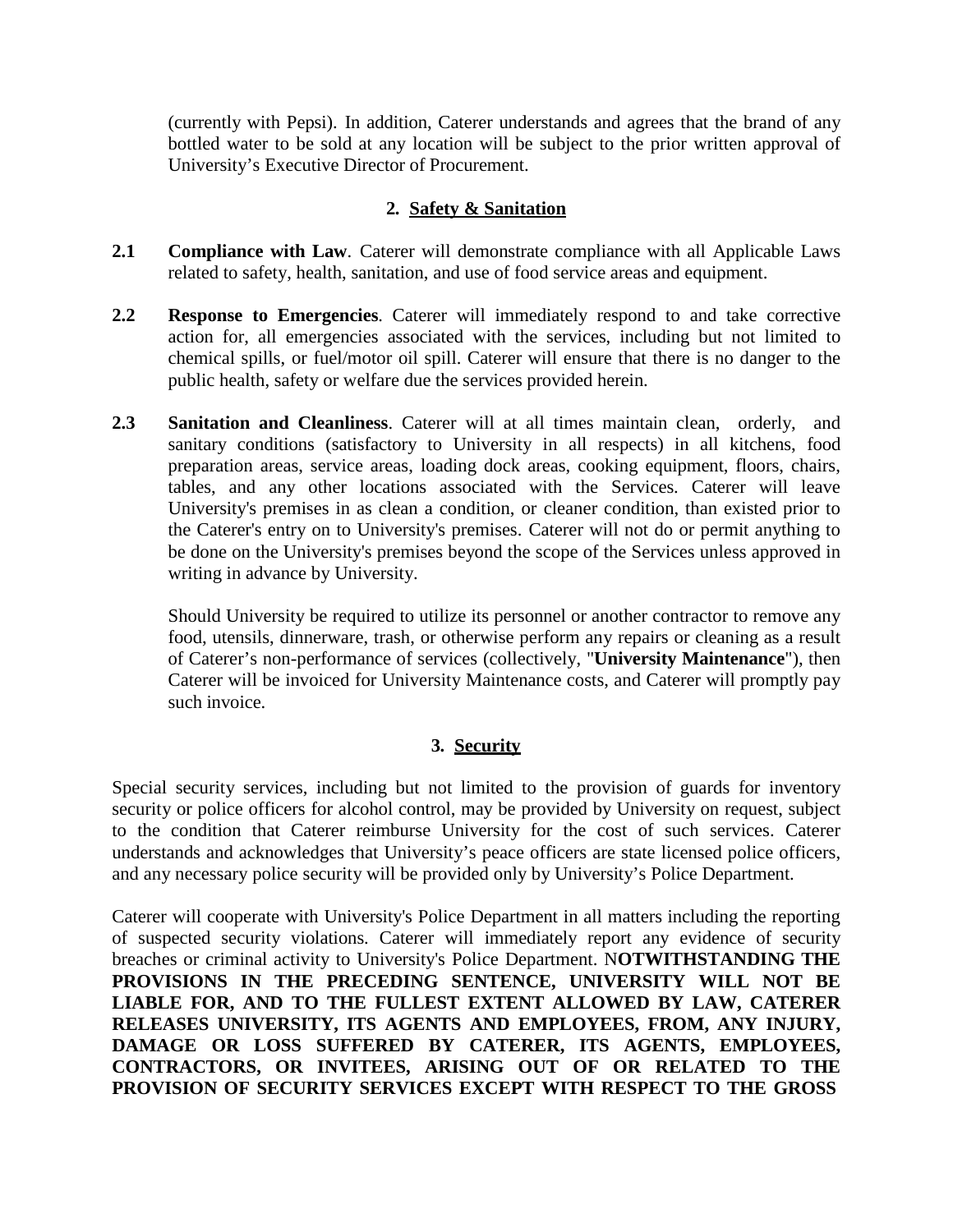(currently with Pepsi). In addition, Caterer understands and agrees that the brand of any bottled water to be sold at any location will be subject to the prior written approval of University's Executive Director of Procurement.

## 2. Safety & Sanitation

**2.1 Compliance with Law**. Caterer will demonstrate compliance with all Applicable Laws related to safety, health, sanitation, and use of food service areas and equipment.

**2.2 Response to Emergencies**. Caterer will immediately respond to and take corrective action for, all emergencies associated with the services, including but not limited to chemical spills, or fuel/motor oil spill. Caterer will ensure that there is no danger to the public health, safety or welfare due the services provided herein.

**2.3 Sanitation and Cleanliness**. Caterer will at all times maintain clean, orderly, and sanitary conditions (satisfactory to University in all respects) in all kitchens, food preparation areas, service areas, loading dock areas, cooking equipment, floors, chairs, tables, and any other locations associated with the Services. Caterer will leave University's premises in as clean a condition, or cleaner condition, than existed prior to the Caterer's entry on to University's premises. Caterer will not do or permit anything to be done on the University's premises beyond the scope of the Services unless approved in writing in advance by University.

Should University be required to utilize its personnel or another contractor to remove any food, utensils, dinnerware, trash, or otherwise perform any repairs or cleaning as a result of Caterer's non-performance of services (collectively, "**University Maintenance**"), then Caterer will be invoiced for University Maintenance costs, and Caterer will promptly pay such invoice.

## 3. Security

Special security services, including but not limited to the provision of guards for inventory security or police officers for alcohol control, may be provided by University on request, subject to the condition that Caterer reimburse University for the cost of such services. Caterer understands and acknowledges that University's peace officers are state licensed police officers, and any necessary police security will be provided only by University's Police Department.

Caterer will cooperate with University's Police Department in all matters including the reporting of suspected security violations. Caterer will immediately report any evidence of security breaches or criminal activity to University's Police Department. N**OTWITHSTANDING THE PROVISIONS IN THE PRECEDING SENTENCE, UNIVERSITY WILL NOT BE LIABLE FOR, AND TO THE FULLEST EXTENT ALLOWED BY LAW, CATERER RELEASES UNIVERSITY, ITS AGENTS AND EMPLOYEES, FROM, ANY INJURY, DAMAGE OR LOSS SUFFERED BY CATERER, ITS AGENTS, EMPLOYEES, CONTRACTORS, OR INVITEES, ARISING OUT OF OR RELATED TO THE PROVISION OF SECURITY SERVICES EXCEPT WITH RESPECT TO THE GROSS**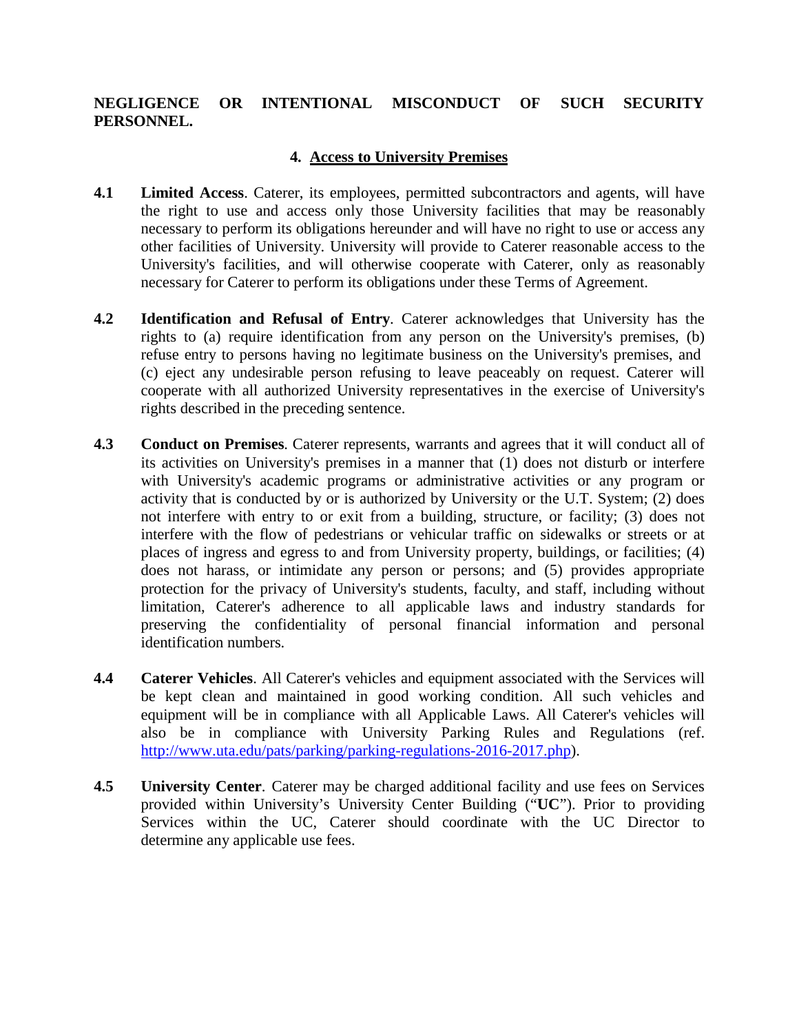**NEGLIGENCE OR INTENTIONAL MISCONDUCT OF SUCH SECURITY PERSONNEL.**

## 4. Access to University Premises

**4.1 Limited Access**. Caterer, its employees, permitted subcontractors and agents, will have the right to use and access only those University facilities that may be reasonably necessary to perform its obligations hereunder and will have no right to use or access any other facilities of University. University will provide to Caterer reasonable access to the University's facilities, and will otherwise cooperate with Caterer, only as reasonably necessary for Caterer to perform its obligations under these Terms of Agreement.

**4.2 Identification and Refusal of Entry**. Caterer acknowledges that University has the rights to (a) require identification from any person on the University's premises, (b) refuse entry to persons having no legitimate business on the University's premises, and (c) eject any undesirable person refusing to leave peaceably on request. Caterer will cooperate with all authorized University representatives in the exercise of University's rights described in the preceding sentence.

**4.3 Conduct on Premises**. Caterer represents, warrants and agrees that it will conduct all of its activities on University's premises in a manner that (1) does not disturb or interfere with University's academic programs or administrative activities or any program or activity that is conducted by or is authorized by University or the U.T. System; (2) does not interfere with entry to or exit from a building, structure, or facility; (3) does not interfere with the flow of pedestrians or vehicular traffic on sidewalks or streets or at places of ingress and egress to and from University property, buildings, or facilities; (4) does not harass, or intimidate any person or persons; and (5) provides appropriate protection for the privacy of University's students, faculty, and staff, including without limitation, Caterer's adherence to all applicable laws and industry standards for preserving the confidentiality of personal financial information and personal identification numbers.

**4.4 Caterer Vehicles**. All Caterer's vehicles and equipment associated with the Services will be kept clean and maintained in good working condition. All such vehicles and equipment will be in compliance with all Applicable Laws. All Caterer's vehicles will also be in compliance with University Parking Rules and Regulations (ref. http://www.uta.edu/pats/parking/parking-regulations-2016-2017.php).

**4.5 University Center**. Caterer may be charged additional facility and use fees on Services provided within University's University Center Building ("**UC**"). Prior to providing Services within the UC, Caterer should coordinate with the UC Director to determine any applicable use fees.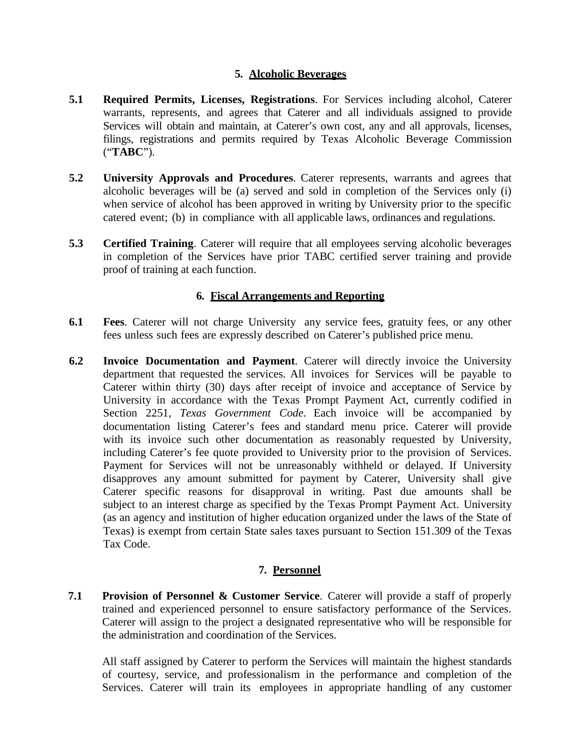## 5. Alcoholic Beverages

**5.1 Required Permits, Licenses, Registrations**. For Services including alcohol, Caterer warrants, represents, and agrees that Caterer and all individuals assigned to provide Services will obtain and maintain, at Caterer's own cost, any and all approvals, licenses, filings, registrations and permits required by Texas Alcoholic Beverage Commission ("**TABC**").

**5.2 University Approvals and Procedures**. Caterer represents, warrants and agrees that alcoholic beverages will be (a) served and sold in completion of the Services only (i) when service of alcohol has been approved in writing by University prior to the specific catered event; (b) in compliance with all applicable laws, ordinances and regulations.

**5.3 Certified Training**. Caterer will require that all employees serving alcoholic beverages in completion of the Services have prior TABC certified server training and provide proof of training at each function.

## 6. Fiscal Arrangements and Reporting

**6.1 Fees**. Caterer will not charge University any service fees, gratuity fees, or any other fees unless such fees are expressly described on Caterer's published price menu.

**6.2 Invoice Documentation and Payment**. Caterer will directly invoice the University department that requested the services. All invoices for Services will be payable to Caterer within thirty (30) days after receipt of invoice and acceptance of Service by University in accordance with the Texas Prompt Payment Act, currently codified in Section 2251, *Texas Government Code*. Each invoice will be accompanied by documentation listing Caterer's fees and standard menu price. Caterer will provide with its invoice such other documentation as reasonably requested by University, including Caterer's fee quote provided to University prior to the provision of Services. Payment for Services will not be unreasonably withheld or delayed. If University disapproves any amount submitted for payment by Caterer, University shall give Caterer specific reasons for disapproval in writing. Past due amounts shall be subject to an interest charge as specified by the Texas Prompt Payment Act. University (as an agency and institution of higher education organized under the laws of the State of Texas) is exempt from certain State sales taxes pursuant to Section 151.309 of the Texas Tax Code.

## 7. Personnel

**7.1 Provision of Personnel & Customer Service**. Caterer will provide a staff of properly trained and experienced personnel to ensure satisfactory performance of the Services. Caterer will assign to the project a designated representative who will be responsible for the administration and coordination of the Services.

All staff assigned by Caterer to perform the Services will maintain the highest standards of courtesy, service, and professionalism in the performance and completion of the Services. Caterer will train its employees in appropriate handling of any customer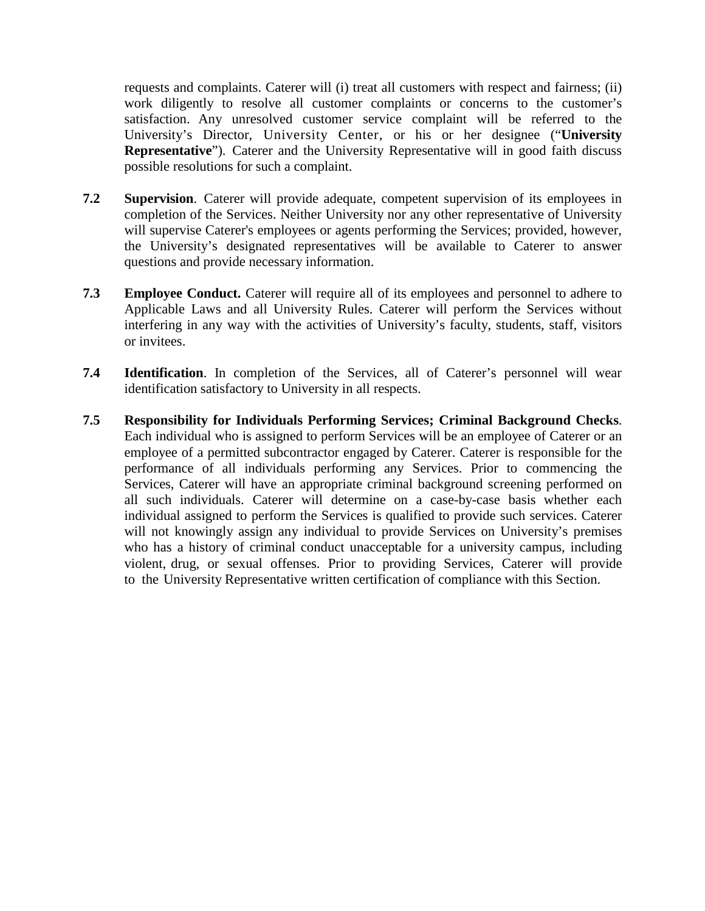requests and complaints. Caterer will (i) treat all customers with respect and fairness; (ii) work diligently to resolve all customer complaints or concerns to the customer's satisfaction. Any unresolved customer service complaint will be referred to the University's Director, University Center, or his or her designee ("**University Representative**"). Caterer and the University Representative will in good faith discuss possible resolutions for such a complaint.

**7.2 Supervision**. Caterer will provide adequate, competent supervision of its employees in completion of the Services. Neither University nor any other representative of University will supervise Caterer's employees or agents performing the Services; provided, however, the University's designated representatives will be available to Caterer to answer questions and provide necessary information.

**7.3 Employee Conduct.** Caterer will require all of its employees and personnel to adhere to Applicable Laws and all University Rules. Caterer will perform the Services without interfering in any way with the activities of University's faculty, students, staff, visitors or invitees.

**7.4 Identification**. In completion of the Services, all of Caterer's personnel will wear identification satisfactory to University in all respects.

**7.5 Responsibility for Individuals Performing Services; Criminal Background Checks**. Each individual who is assigned to perform Services will be an employee of Caterer or an employee of a permitted subcontractor engaged by Caterer. Caterer is responsible for the performance of all individuals performing any Services. Prior to commencing the Services, Caterer will have an appropriate criminal background screening performed on all such individuals. Caterer will determine on a case-by-case basis whether each individual assigned to perform the Services is qualified to provide such services. Caterer will not knowingly assign any individual to provide Services on University's premises who has a history of criminal conduct unacceptable for a university campus, including violent, drug, or sexual offenses. Prior to providing Services, Caterer will provide to the University Representative written certification of compliance with this Section.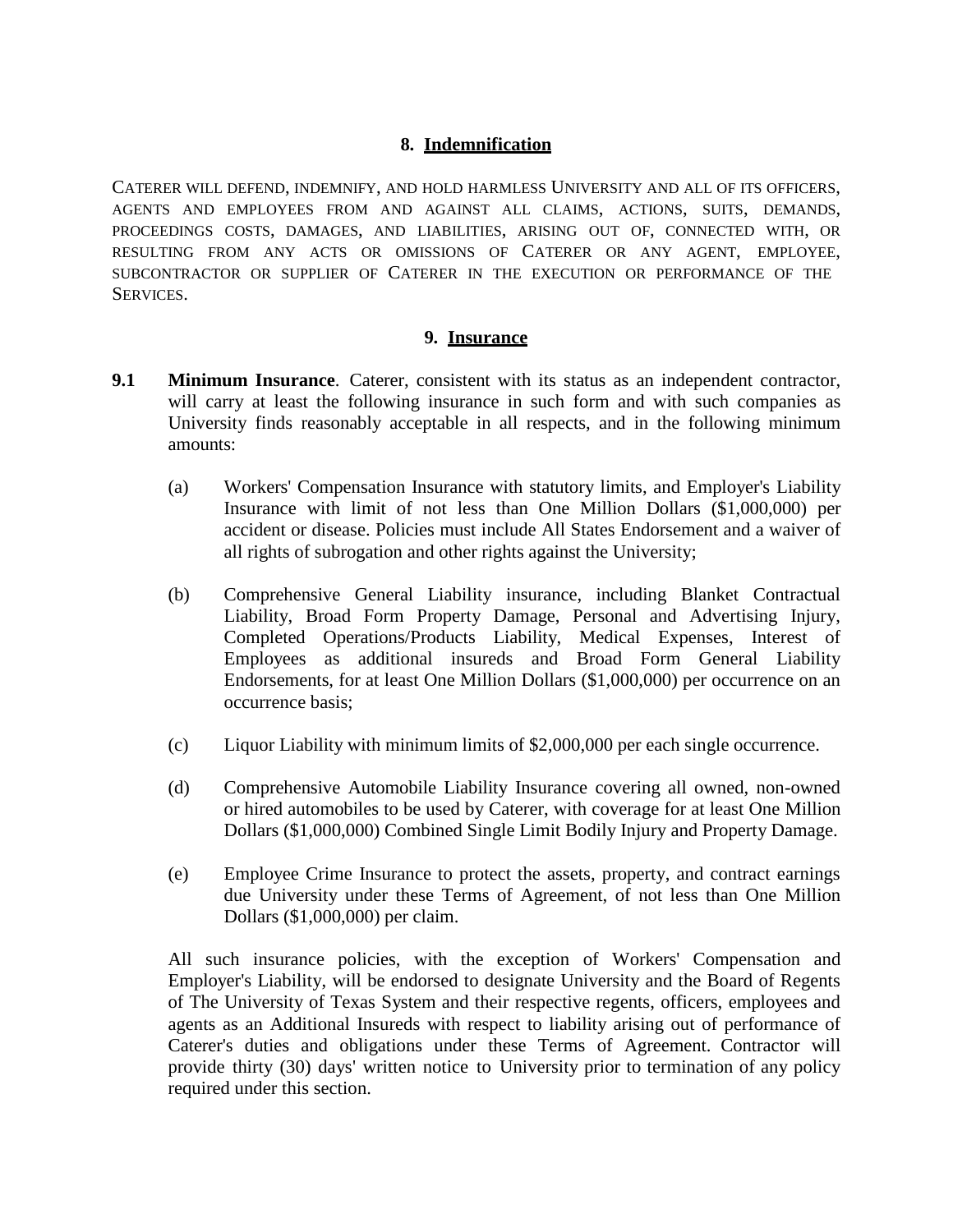## 8. Indemnification

CATERER WILL DEFEND, INDEMNIFY, AND HOLD HARMLESS UNIVERSITY AND ALL OF ITS OFFICERS, AGENTS AND EMPLOYEES FROM AND AGAINST ALL CLAIMS, ACTIONS, SUITS, DEMANDS, PROCEEDINGS COSTS, DAMAGES, AND LIABILITIES, ARISING OUT OF, CONNECTED WITH, OR RESULTING FROM ANY ACTS OR OMISSIONS OF CATERER OR ANY AGENT, EMPLOYEE, SUBCONTRACTOR OR SUPPLIER OF CATERER IN THE EXECUTION OR PERFORMANCE OF THE SERVICES.

## 9. Insurance

**9.1 Minimum Insurance**. Caterer, consistent with its status as an independent contractor, will carry at least the following insurance in such form and with such companies as University finds reasonably acceptable in all respects, and in the following minimum amounts:

(a) Workers' Compensation Insurance with statutory limits, and Employer's Liability Insurance with limit of not less than One Million Dollars ($1,000,000) per accident or disease. Policies must include All States Endorsement and a waiver of all rights of subrogation and other rights against the University;

(b) Comprehensive General Liability insurance, including Blanket Contractual Liability, Broad Form Property Damage, Personal and Advertising Injury, Completed Operations/Products Liability, Medical Expenses, Interest of Employees as additional insureds and Broad Form General Liability Endorsements, for at least One Million Dollars ($1,000,000) per occurrence on an occurrence basis;

(c) Liquor Liability with minimum limits of $2,000,000 per each single occurrence.

(d) Comprehensive Automobile Liability Insurance covering all owned, non-owned or hired automobiles to be used by Caterer, with coverage for at least One Million Dollars ($1,000,000) Combined Single Limit Bodily Injury and Property Damage.

(e) Employee Crime Insurance to protect the assets, property, and contract earnings due University under these Terms of Agreement, of not less than One Million Dollars ($1,000,000) per claim.

All such insurance policies, with the exception of Workers' Compensation and Employer's Liability, will be endorsed to designate University and the Board of Regents of The University of Texas System and their respective regents, officers, employees and agents as an Additional Insureds with respect to liability arising out of performance of Caterer's duties and obligations under these Terms of Agreement. Contractor will provide thirty (30) days' written notice to University prior to termination of any policy required under this section.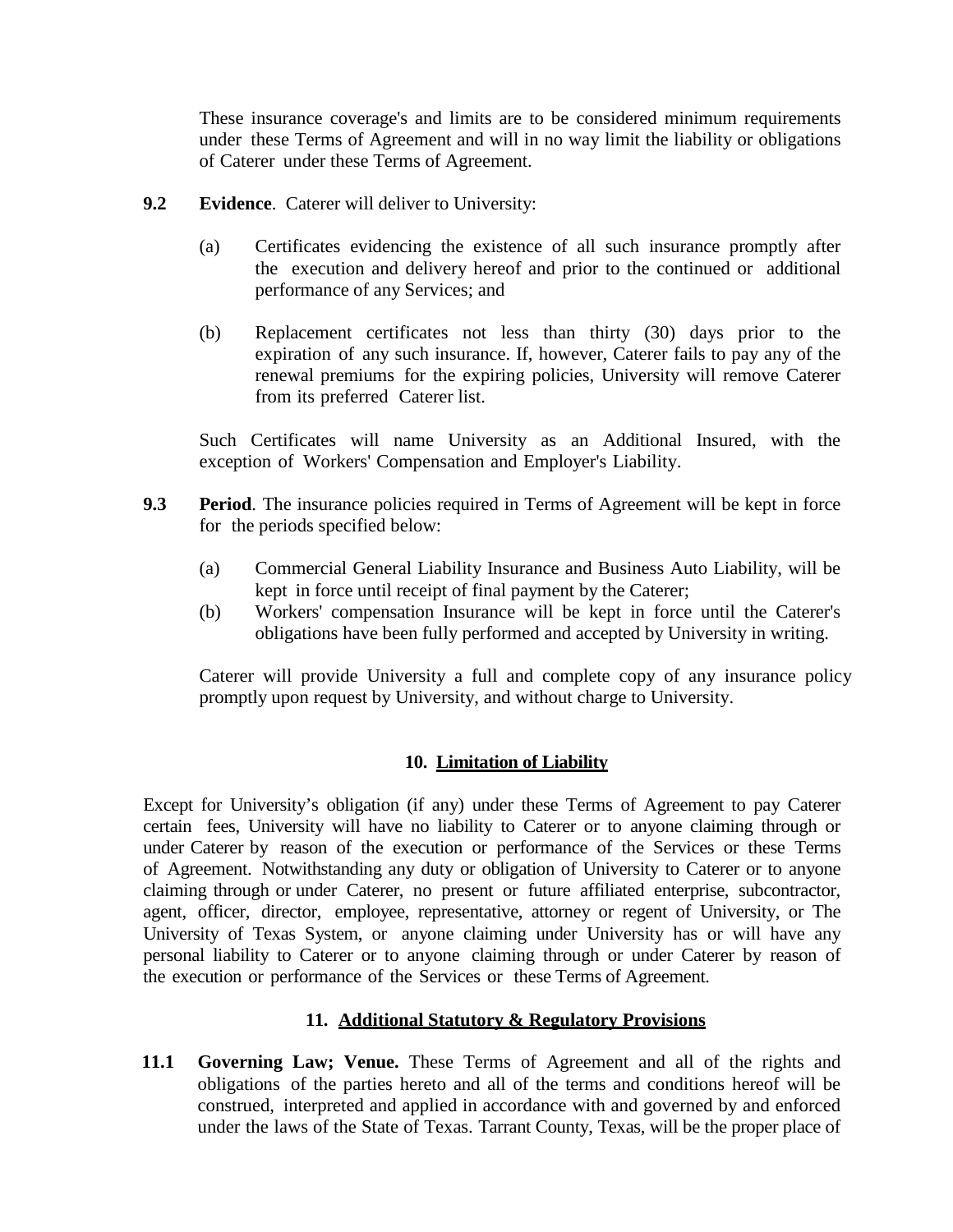These insurance coverage's and limits are to be considered minimum requirements under these Terms of Agreement and will in no way limit the liability or obligations of Caterer under these Terms of Agreement.

**9.2 Evidence**. Caterer will deliver to University:

(a) Certificates evidencing the existence of all such insurance promptly after the execution and delivery hereof and prior to the continued or additional performance of any Services; and

(b) Replacement certificates not less than thirty (30) days prior to the expiration of any such insurance. If, however, Caterer fails to pay any of the renewal premiums for the expiring policies, University will remove Caterer from its preferred Caterer list.

Such Certificates will name University as an Additional Insured, with the exception of Workers' Compensation and Employer's Liability.

**9.3 Period**. The insurance policies required in Terms of Agreement will be kept in force for the periods specified below:

(a) Commercial General Liability Insurance and Business Auto Liability, will be kept in force until receipt of final payment by the Caterer;

(b) Workers' compensation Insurance will be kept in force until the Caterer's obligations have been fully performed and accepted by University in writing.

Caterer will provide University a full and complete copy of any insurance policy promptly upon request by University, and without charge to University.

## 10. Limitation of Liability

Except for University's obligation (if any) under these Terms of Agreement to pay Caterer certain fees, University will have no liability to Caterer or to anyone claiming through or under Caterer by reason of the execution or performance of the Services or these Terms of Agreement. Notwithstanding any duty or obligation of University to Caterer or to anyone claiming through or under Caterer, no present or future affiliated enterprise, subcontractor, agent, officer, director, employee, representative, attorney or regent of University, or The University of Texas System, or anyone claiming under University has or will have any personal liability to Caterer or to anyone claiming through or under Caterer by reason of the execution or performance of the Services or these Terms of Agreement.

## 11. Additional Statutory & Regulatory Provisions

**11.1 Governing Law; Venue.** These Terms of Agreement and all of the rights and obligations of the parties hereto and all of the terms and conditions hereof will be construed, interpreted and applied in accordance with and governed by and enforced under the laws of the State of Texas. Tarrant County, Texas, will be the proper place of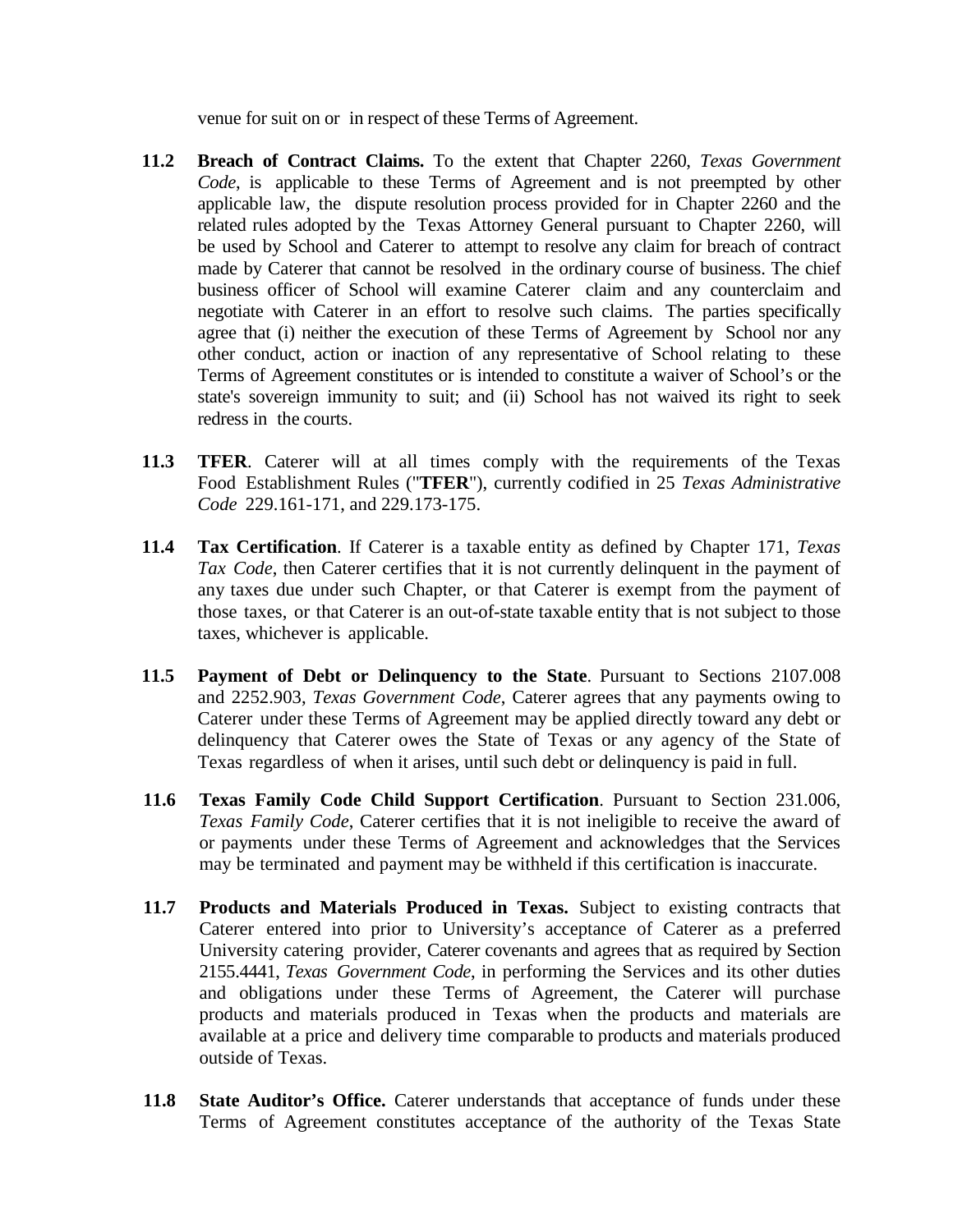venue for suit on or in respect of these Terms of Agreement.

**11.2 Breach of Contract Claims.** To the extent that Chapter 2260, *Texas Government Code*, is applicable to these Terms of Agreement and is not preempted by other applicable law, the dispute resolution process provided for in Chapter 2260 and the related rules adopted by the Texas Attorney General pursuant to Chapter 2260, will be used by School and Caterer to attempt to resolve any claim for breach of contract made by Caterer that cannot be resolved in the ordinary course of business. The chief business officer of School will examine Caterer claim and any counterclaim and negotiate with Caterer in an effort to resolve such claims. The parties specifically agree that (i) neither the execution of these Terms of Agreement by School nor any other conduct, action or inaction of any representative of School relating to these Terms of Agreement constitutes or is intended to constitute a waiver of School's or the state's sovereign immunity to suit; and (ii) School has not waived its right to seek redress in the courts.

**11.3 TFER**. Caterer will at all times comply with the requirements of the Texas Food Establishment Rules ("**TFER**"), currently codified in 25 *Texas Administrative Code* 229.161-171, and 229.173-175.

**11.4 Tax Certification**. If Caterer is a taxable entity as defined by Chapter 171, *Texas Tax Code*, then Caterer certifies that it is not currently delinquent in the payment of any taxes due under such Chapter, or that Caterer is exempt from the payment of those taxes, or that Caterer is an out-of-state taxable entity that is not subject to those taxes, whichever is applicable.

**11.5 Payment of Debt or Delinquency to the State**. Pursuant to Sections 2107.008 and 2252.903, *Texas Government Code*, Caterer agrees that any payments owing to Caterer under these Terms of Agreement may be applied directly toward any debt or delinquency that Caterer owes the State of Texas or any agency of the State of Texas regardless of when it arises, until such debt or delinquency is paid in full.

**11.6 Texas Family Code Child Support Certification**. Pursuant to Section 231.006, *Texas Family Code*, Caterer certifies that it is not ineligible to receive the award of or payments under these Terms of Agreement and acknowledges that the Services may be terminated and payment may be withheld if this certification is inaccurate.

**11.7 Products and Materials Produced in Texas.** Subject to existing contracts that Caterer entered into prior to University's acceptance of Caterer as a preferred University catering provider, Caterer covenants and agrees that as required by Section 2155.4441, *Texas Government Code*, in performing the Services and its other duties and obligations under these Terms of Agreement, the Caterer will purchase products and materials produced in Texas when the products and materials are available at a price and delivery time comparable to products and materials produced outside of Texas.

**11.8 State Auditor's Office.** Caterer understands that acceptance of funds under these Terms of Agreement constitutes acceptance of the authority of the Texas State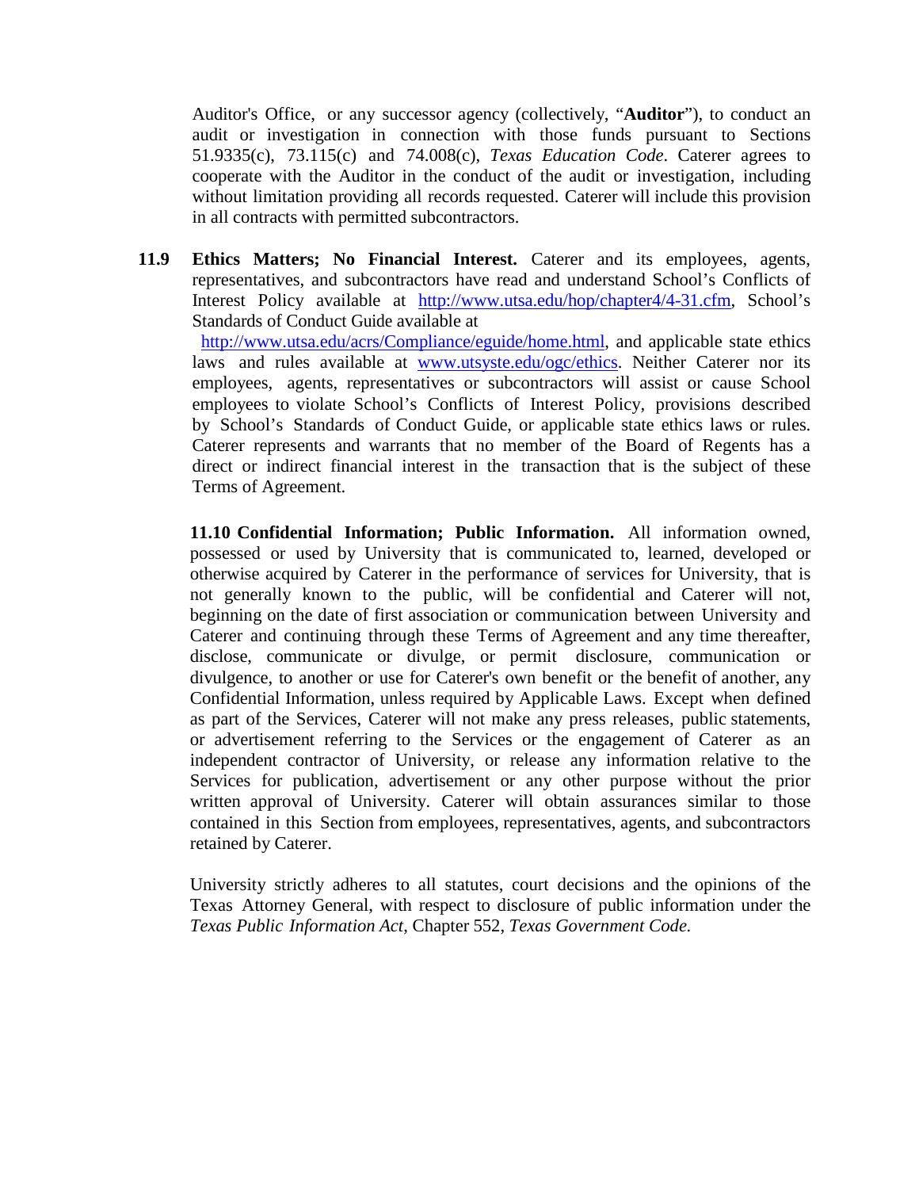Auditor's Office, or any successor agency (collectively, "**Auditor**"), to conduct an audit or investigation in connection with those funds pursuant to Sections 51.9335(c), 73.115(c) and 74.008(c), *Texas Education Code*. Caterer agrees to cooperate with the Auditor in the conduct of the audit or investigation, including without limitation providing all records requested. Caterer will include this provision in all contracts with permitted subcontractors.

**11.9 Ethics Matters; No Financial Interest.** Caterer and its employees, agents, representatives, and subcontractors have read and understand School's Conflicts of Interest Policy available at http://www.utsa.edu/hop/chapter4/4-31.cfm, School's Standards of Conduct Guide available at http://www.utsa.edu/acrs/Compliance/eguide/home.html, and applicable state ethics laws and rules available at www.utsyste.edu/ogc/ethics. Neither Caterer nor its employees, agents, representatives or subcontractors will assist or cause School employees to violate School's Conflicts of Interest Policy, provisions described by School's Standards of Conduct Guide, or applicable state ethics laws or rules. Caterer represents and warrants that no member of the Board of Regents has a direct or indirect financial interest in the transaction that is the subject of these Terms of Agreement.

**11.10 Confidential Information; Public Information.** All information owned, possessed or used by University that is communicated to, learned, developed or otherwise acquired by Caterer in the performance of services for University, that is not generally known to the public, will be confidential and Caterer will not, beginning on the date of first association or communication between University and Caterer and continuing through these Terms of Agreement and any time thereafter, disclose, communicate or divulge, or permit disclosure, communication or divulgence, to another or use for Caterer's own benefit or the benefit of another, any Confidential Information, unless required by Applicable Laws. Except when defined as part of the Services, Caterer will not make any press releases, public statements, or advertisement referring to the Services or the engagement of Caterer as an independent contractor of University, or release any information relative to the Services for publication, advertisement or any other purpose without the prior written approval of University. Caterer will obtain assurances similar to those contained in this Section from employees, representatives, agents, and subcontractors retained by Caterer.

University strictly adheres to all statutes, court decisions and the opinions of the Texas Attorney General, with respect to disclosure of public information under the *Texas Public Information Act*, Chapter 552, *Texas Government Code.*